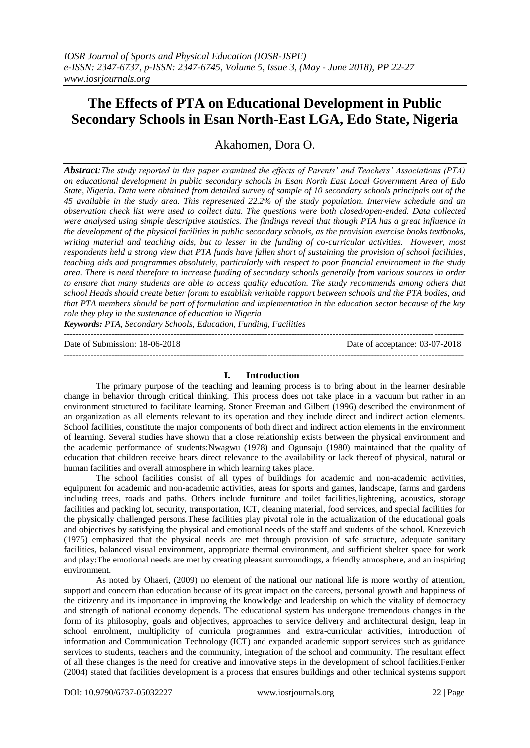# The Effects of PTA on Educational Development in Public Secondary Schools in Esan North-East LGA, Edo State, Nigeria

Akahomen, Dora O.

***Abstract****:The study reported in this paper examined the effects of Parents' and Teachers' Associations (PTA) on educational development in public secondary schools in Esan North East Local Government Area of Edo State, Nigeria. Data were obtained from detailed survey of sample of 10 secondary schools principals out of the 45 available in the study area. This represented 22.2% of the study population. Interview schedule and an observation check list were used to collect data. The questions were both closed/open-ended. Data collected were analysed using simple descriptive statistics. The findings reveal that though PTA has a great influence in the development of the physical facilities in public secondary schools, as the provision exercise books textbooks, writing material and teaching aids, but to lesser in the funding of co-curricular activities. However, most respondents held a strong view that PTA funds have fallen short of sustaining the provision of school facilities, teaching aids and programmes absolutely, particularly with respect to poor financial environment in the study area. There is need therefore to increase funding of secondary schools generally from various sources in order to ensure that many students are able to access quality education. The study recommends among others that school Heads should create better forum to establish veritable rapport between schools and the PTA bodies, and that PTA members should be part of formulation and implementation in the education sector because of the key role they play in the sustenance of education in Nigeria*

***Keywords:*** *PTA, Secondary Schools, Education, Funding, Facilities*

Date of Submission: 18-06-2018 Date of acceptance: 03-07-2018

## I. Introduction

The primary purpose of the teaching and learning process is to bring about in the learner desirable change in behavior through critical thinking. This process does not take place in a vacuum but rather in an environment structured to facilitate learning. Stoner Freeman and Gilbert (1996) described the environment of an organization as all elements relevant to its operation and they include direct and indirect action elements. School facilities, constitute the major components of both direct and indirect action elements in the environment of learning. Several studies have shown that a close relationship exists between the physical environment and the academic performance of students:Nwagwu (1978) and Ogunsaju (1980) maintained that the quality of education that children receive bears direct relevance to the availability or lack thereof of physical, natural or human facilities and overall atmosphere in which learning takes place.

The school facilities consist of all types of buildings for academic and non-academic activities, equipment for academic and non-academic activities, areas for sports and games, landscape, farms and gardens including trees, roads and paths. Others include furniture and toilet facilities,lightening, acoustics, storage facilities and packing lot, security, transportation, ICT, cleaning material, food services, and special facilities for the physically challenged persons.These facilities play pivotal role in the actualization of the educational goals and objectives by satisfying the physical and emotional needs of the staff and students of the school. Knezevich (1975) emphasized that the physical needs are met through provision of safe structure, adequate sanitary facilities, balanced visual environment, appropriate thermal environment, and sufficient shelter space for work and play:The emotional needs are met by creating pleasant surroundings, a friendly atmosphere, and an inspiring environment.

As noted by Ohaeri, (2009) no element of the national our national life is more worthy of attention, support and concern than education because of its great impact on the careers, personal growth and happiness of the citizenry and its importance in improving the knowledge and leadership on which the vitality of democracy and strength of national economy depends. The educational system has undergone tremendous changes in the form of its philosophy, goals and objectives, approaches to service delivery and architectural design, leap in school enrolment, multiplicity of curricula programmes and extra-curricular activities, introduction of information and Communication Technology (ICT) and expanded academic support services such as guidance services to students, teachers and the community, integration of the school and community. The resultant effect of all these changes is the need for creative and innovative steps in the development of school facilities.Fenker (2004) stated that facilities development is a process that ensures buildings and other technical systems support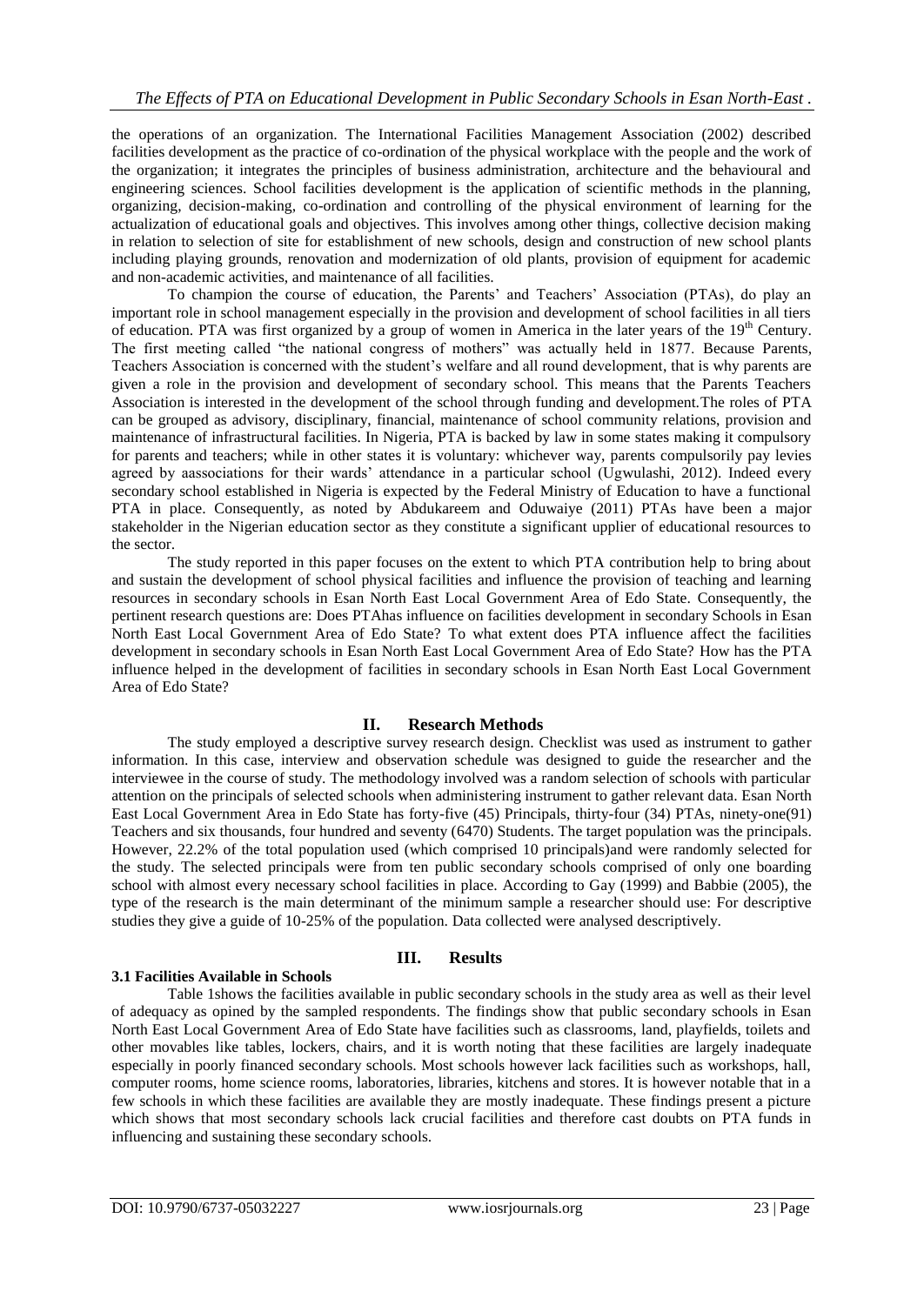the operations of an organization. The International Facilities Management Association (2002) described facilities development as the practice of co-ordination of the physical workplace with the people and the work of the organization; it integrates the principles of business administration, architecture and the behavioural and engineering sciences. School facilities development is the application of scientific methods in the planning, organizing, decision-making, co-ordination and controlling of the physical environment of learning for the actualization of educational goals and objectives. This involves among other things, collective decision making in relation to selection of site for establishment of new schools, design and construction of new school plants including playing grounds, renovation and modernization of old plants, provision of equipment for academic and non-academic activities, and maintenance of all facilities.

To champion the course of education, the Parents' and Teachers' Association (PTAs), do play an important role in school management especially in the provision and development of school facilities in all tiers of education. PTA was first organized by a group of women in America in the later years of the 19th Century. The first meeting called "the national congress of mothers" was actually held in 1877. Because Parents, Teachers Association is concerned with the student's welfare and all round development, that is why parents are given a role in the provision and development of secondary school. This means that the Parents Teachers Association is interested in the development of the school through funding and development.The roles of PTA can be grouped as advisory, disciplinary, financial, maintenance of school community relations, provision and maintenance of infrastructural facilities. In Nigeria, PTA is backed by law in some states making it compulsory for parents and teachers; while in other states it is voluntary: whichever way, parents compulsorily pay levies agreed by aassociations for their wards' attendance in a particular school (Ugwulashi, 2012). Indeed every secondary school established in Nigeria is expected by the Federal Ministry of Education to have a functional PTA in place. Consequently, as noted by Abdukareem and Oduwaiye (2011) PTAs have been a major stakeholder in the Nigerian education sector as they constitute a significant upplier of educational resources to the sector.

The study reported in this paper focuses on the extent to which PTA contribution help to bring about and sustain the development of school physical facilities and influence the provision of teaching and learning resources in secondary schools in Esan North East Local Government Area of Edo State. Consequently, the pertinent research questions are: Does PTAhas influence on facilities development in secondary Schools in Esan North East Local Government Area of Edo State? To what extent does PTA influence affect the facilities development in secondary schools in Esan North East Local Government Area of Edo State? How has the PTA influence helped in the development of facilities in secondary schools in Esan North East Local Government Area of Edo State?

## II. Research Methods

The study employed a descriptive survey research design. Checklist was used as instrument to gather information. In this case, interview and observation schedule was designed to guide the researcher and the interviewee in the course of study. The methodology involved was a random selection of schools with particular attention on the principals of selected schools when administering instrument to gather relevant data. Esan North East Local Government Area in Edo State has forty-five (45) Principals, thirty-four (34) PTAs, ninety-one(91) Teachers and six thousands, four hundred and seventy (6470) Students. The target population was the principals. However, 22.2% of the total population used (which comprised 10 principals)and were randomly selected for the study. The selected principals were from ten public secondary schools comprised of only one boarding school with almost every necessary school facilities in place. According to Gay (1999) and Babbie (2005), the type of the research is the main determinant of the minimum sample a researcher should use: For descriptive studies they give a guide of 10-25% of the population. Data collected were analysed descriptively.

## III. Results

### 3.1 Facilities Available in Schools

Table 1shows the facilities available in public secondary schools in the study area as well as their level of adequacy as opined by the sampled respondents. The findings show that public secondary schools in Esan North East Local Government Area of Edo State have facilities such as classrooms, land, playfields, toilets and other movables like tables, lockers, chairs, and it is worth noting that these facilities are largely inadequate especially in poorly financed secondary schools. Most schools however lack facilities such as workshops, hall, computer rooms, home science rooms, laboratories, libraries, kitchens and stores. It is however notable that in a few schools in which these facilities are available they are mostly inadequate. These findings present a picture which shows that most secondary schools lack crucial facilities and therefore cast doubts on PTA funds in influencing and sustaining these secondary schools.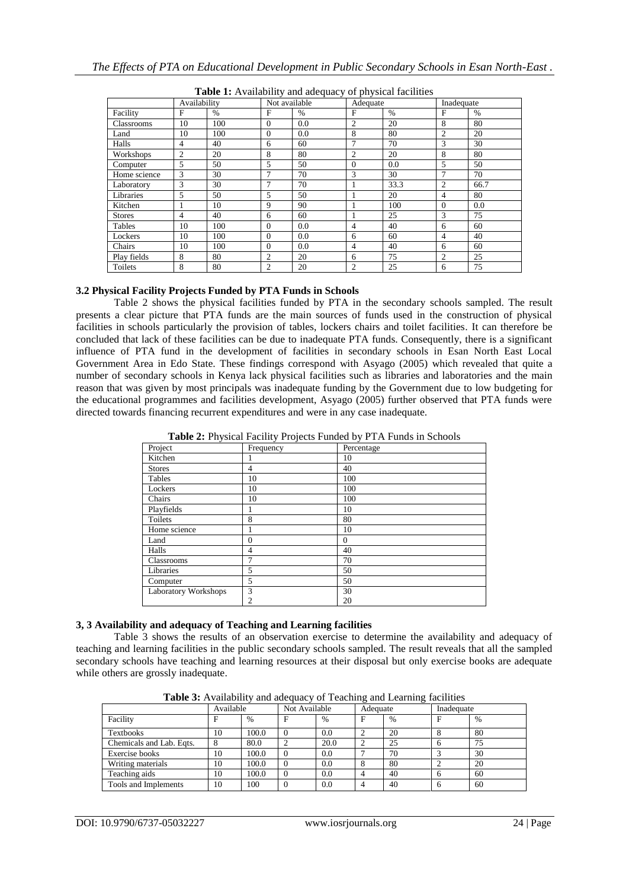**Table 1:** Availability and adequacy of physical facilities

| | Availability | | Not available | | Adequate | | Inadequate | |
|---|---|---|---|---|---|---|---|---|
| Facility | F | % | F | % | F | % | F | % |
| Classrooms | 10 | 100 | 0 | 0.0 | 2 | 20 | 8 | 80 |
| Land | 10 | 100 | 0 | 0.0 | 8 | 80 | 2 | 20 |
| Halls | 4 | 40 | 6 | 60 | 7 | 70 | 3 | 30 |
| Workshops | 2 | 20 | 8 | 80 | 2 | 20 | 8 | 80 |
| Computer | 5 | 50 | 5 | 50 | 0 | 0.0 | 5 | 50 |
| Home science | 3 | 30 | 7 | 70 | 3 | 30 | 7 | 70 |
| Laboratory | 3 | 30 | 7 | 70 | 1 | 33.3 | 2 | 66.7 |
| Libraries | 5 | 50 | 5 | 50 | 1 | 20 | 4 | 80 |
| Kitchen | 1 | 10 | 9 | 90 | 1 | 100 | 0 | 0.0 |
| Stores | 4 | 40 | 6 | 60 | 1 | 25 | 3 | 75 |
| Tables | 10 | 100 | 0 | 0.0 | 4 | 40 | 6 | 60 |
| Lockers | 10 | 100 | 0 | 0.0 | 6 | 60 | 4 | 40 |
| Chairs | 10 | 100 | 0 | 0.0 | 4 | 40 | 6 | 60 |
| Play fields | 8 | 80 | 2 | 20 | 6 | 75 | 2 | 25 |
| Toilets | 8 | 80 | 2 | 20 | 2 | 25 | 6 | 75 |

### 3.2 Physical Facility Projects Funded by PTA Funds in Schools

Table 2 shows the physical facilities funded by PTA in the secondary schools sampled. The result presents a clear picture that PTA funds are the main sources of funds used in the construction of physical facilities in schools particularly the provision of tables, lockers chairs and toilet facilities. It can therefore be concluded that lack of these facilities can be due to inadequate PTA funds. Consequently, there is a significant influence of PTA fund in the development of facilities in secondary schools in Esan North East Local Government Area in Edo State. These findings correspond with Asyago (2005) which revealed that quite a number of secondary schools in Kenya lack physical facilities such as libraries and laboratories and the main reason that was given by most principals was inadequate funding by the Government due to low budgeting for the educational programmes and facilities development, Asyago (2005) further observed that PTA funds were directed towards financing recurrent expenditures and were in any case inadequate.

**Table 2:** Physical Facility Projects Funded by PTA Funds in Schools

| Project | Frequency | Percentage |
|---|---|---|
| Kitchen | 1 | 10 |
| Stores | 4 | 40 |
| Tables | 10 | 100 |
| Lockers | 10 | 100 |
| Chairs | 10 | 100 |
| Playfields | 1 | 10 |
| Toilets | 8 | 80 |
| Home science | 1 | 10 |
| Land | 0 | 0 |
| Halls | 4 | 40 |
| Classrooms | 7 | 70 |
| Libraries | 5 | 50 |
| Computer | 5 | 50 |
| Laboratory Workshops | 3<br>2 | 30<br>20 |

### 3, 3 Availability and adequacy of Teaching and Learning facilities

Table 3 shows the results of an observation exercise to determine the availability and adequacy of teaching and learning facilities in the public secondary schools sampled. The result reveals that all the sampled secondary schools have teaching and learning resources at their disposal but only exercise books are adequate while others are grossly inadequate.

**Table 3:** Availability and adequacy of Teaching and Learning facilities

| | Available | | Not Available | | Adequate | | Inadequate | |
|---|---|---|---|---|---|---|---|---|
| Facility | F | % | F | % | F | % | F | % |
| Textbooks | 10 | 100.0 | 0 | 0.0 | 2 | 20 | 8 | 80 |
| Chemicals and Lab. Eqts. | 8 | 80.0 | 2 | 20.0 | 2 | 25 | 6 | 75 |
| Exercise books | 10 | 100.0 | 0 | 0.0 | 7 | 70 | 3 | 30 |
| Writing materials | 10 | 100.0 | 0 | 0.0 | 8 | 80 | 2 | 20 |
| Teaching aids | 10 | 100.0 | 0 | 0.0 | 4 | 40 | 6 | 60 |
| Tools and Implements | 10 | 100 | 0 | 0.0 | 4 | 40 | 6 | 60 |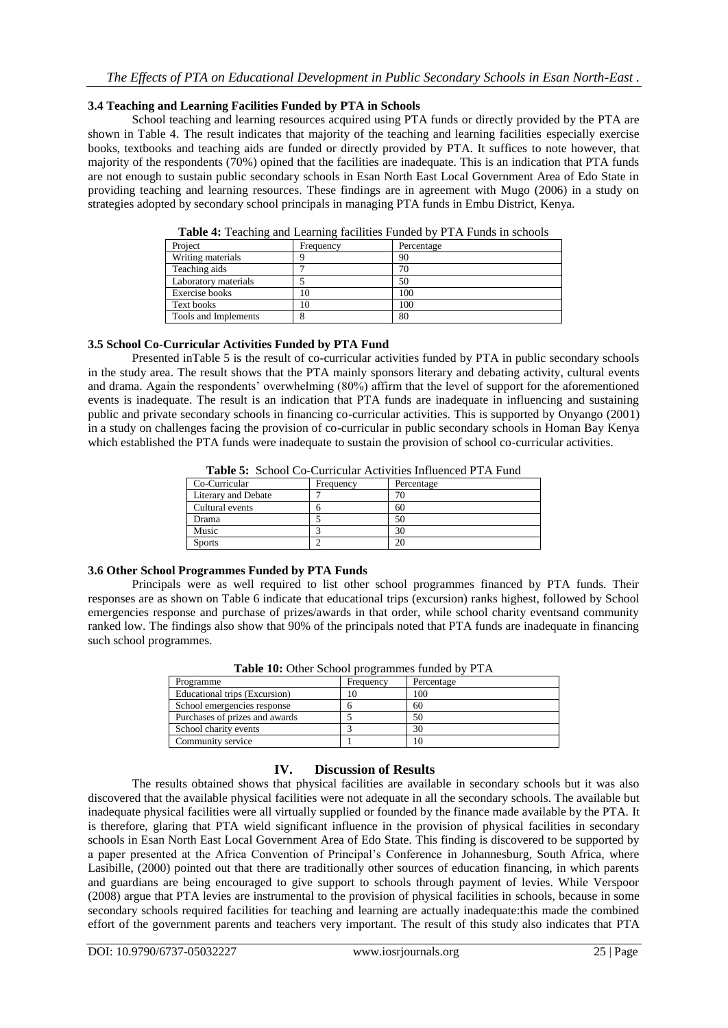### 3.4 Teaching and Learning Facilities Funded by PTA in Schools

School teaching and learning resources acquired using PTA funds or directly provided by the PTA are shown in Table 4. The result indicates that majority of the teaching and learning facilities especially exercise books, textbooks and teaching aids are funded or directly provided by PTA. It suffices to note however, that majority of the respondents (70%) opined that the facilities are inadequate. This is an indication that PTA funds are not enough to sustain public secondary schools in Esan North East Local Government Area of Edo State in providing teaching and learning resources. These findings are in agreement with Mugo (2006) in a study on strategies adopted by secondary school principals in managing PTA funds in Embu District, Kenya.

**Table 4:** Teaching and Learning facilities Funded by PTA Funds in schools

| Project | Frequency | Percentage |
|---|---|---|
| Writing materials | 9 | 90 |
| Teaching aids | 7 | 70 |
| Laboratory materials | 5 | 50 |
| Exercise books | 10 | 100 |
| Text books | 10 | 100 |
| Tools and Implements | 8 | 80 |

### 3.5 School Co-Curricular Activities Funded by PTA Fund

Presented inTable 5 is the result of co-curricular activities funded by PTA in public secondary schools in the study area. The result shows that the PTA mainly sponsors literary and debating activity, cultural events and drama. Again the respondents' overwhelming (80%) affirm that the level of support for the aforementioned events is inadequate. The result is an indication that PTA funds are inadequate in influencing and sustaining public and private secondary schools in financing co-curricular activities. This is supported by Onyango (2001) in a study on challenges facing the provision of co-curricular in public secondary schools in Homan Bay Kenya which established the PTA funds were inadequate to sustain the provision of school co-curricular activities.

**Table 5:** School Co-Curricular Activities Influenced PTA Fund

| Co-Curricular | Frequency | Percentage |
|---|---|---|
| Literary and Debate | 7 | 70 |
| Cultural events | 6 | 60 |
| Drama | 5 | 50 |
| Music | 3 | 30 |
| Sports | 2 | 20 |

### 3.6 Other School Programmes Funded by PTA Funds

Principals were as well required to list other school programmes financed by PTA funds. Their responses are as shown on Table 6 indicate that educational trips (excursion) ranks highest, followed by School emergencies response and purchase of prizes/awards in that order, while school charity eventsand community ranked low. The findings also show that 90% of the principals noted that PTA funds are inadequate in financing such school programmes.

**Table 10:** Other School programmes funded by PTA

| Programme | Frequency | Percentage |
|---|---|---|
| Educational trips (Excursion) | 10 | 100 |
| School emergencies response | 6 | 60 |
| Purchases of prizes and awards | 5 | 50 |
| School charity events | 3 | 30 |
| Community service | 1 | 10 |

## IV. Discussion of Results

The results obtained shows that physical facilities are available in secondary schools but it was also discovered that the available physical facilities were not adequate in all the secondary schools. The available but inadequate physical facilities were all virtually supplied or founded by the finance made available by the PTA. It is therefore, glaring that PTA wield significant influence in the provision of physical facilities in secondary schools in Esan North East Local Government Area of Edo State. This finding is discovered to be supported by a paper presented at the Africa Convention of Principal's Conference in Johannesburg, South Africa, where Lasibille, (2000) pointed out that there are traditionally other sources of education financing, in which parents and guardians are being encouraged to give support to schools through payment of levies. While Verspoor (2008) argue that PTA levies are instrumental to the provision of physical facilities in schools, because in some secondary schools required facilities for teaching and learning are actually inadequate:this made the combined effort of the government parents and teachers very important. The result of this study also indicates that PTA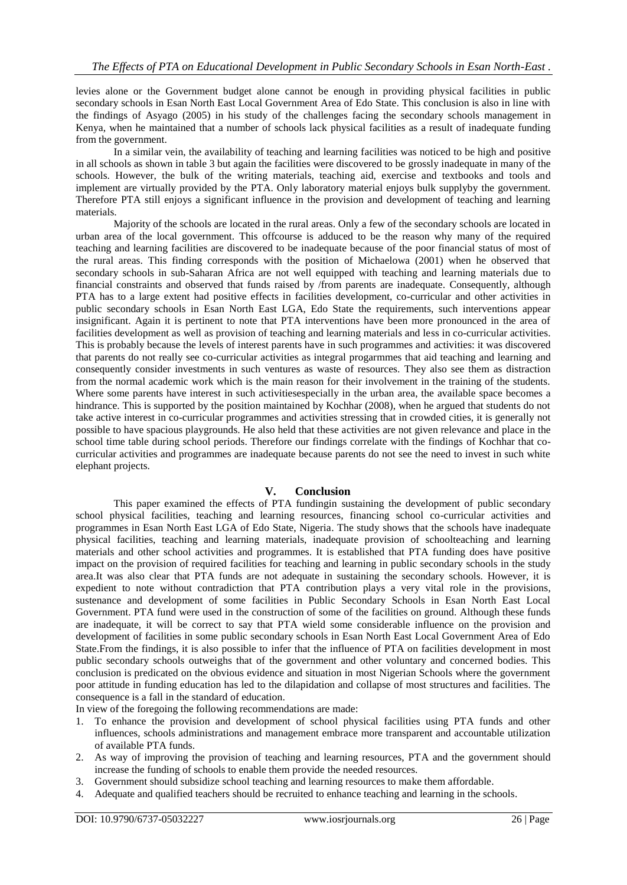levies alone or the Government budget alone cannot be enough in providing physical facilities in public secondary schools in Esan North East Local Government Area of Edo State. This conclusion is also in line with the findings of Asyago (2005) in his study of the challenges facing the secondary schools management in Kenya, when he maintained that a number of schools lack physical facilities as a result of inadequate funding from the government.

In a similar vein, the availability of teaching and learning facilities was noticed to be high and positive in all schools as shown in table 3 but again the facilities were discovered to be grossly inadequate in many of the schools. However, the bulk of the writing materials, teaching aid, exercise and textbooks and tools and implement are virtually provided by the PTA. Only laboratory material enjoys bulk supplyby the government. Therefore PTA still enjoys a significant influence in the provision and development of teaching and learning materials.

Majority of the schools are located in the rural areas. Only a few of the secondary schools are located in urban area of the local government. This offcourse is adduced to be the reason why many of the required teaching and learning facilities are discovered to be inadequate because of the poor financial status of most of the rural areas. This finding corresponds with the position of Michaelowa (2001) when he observed that secondary schools in sub-Saharan Africa are not well equipped with teaching and learning materials due to financial constraints and observed that funds raised by /from parents are inadequate. Consequently, although PTA has to a large extent had positive effects in facilities development, co-curricular and other activities in public secondary schools in Esan North East LGA, Edo State the requirements, such interventions appear insignificant. Again it is pertinent to note that PTA interventions have been more pronounced in the area of facilities development as well as provision of teaching and learning materials and less in co-curricular activities. This is probably because the levels of interest parents have in such programmes and activities: it was discovered that parents do not really see co-curricular activities as integral progarmmes that aid teaching and learning and consequently consider investments in such ventures as waste of resources. They also see them as distraction from the normal academic work which is the main reason for their involvement in the training of the students. Where some parents have interest in such activitiesespecially in the urban area, the available space becomes a hindrance. This is supported by the position maintained by Kochhar (2008), when he argued that students do not take active interest in co-curricular programmes and activities stressing that in crowded cities, it is generally not possible to have spacious playgrounds. He also held that these activities are not given relevance and place in the school time table during school periods. Therefore our findings correlate with the findings of Kochhar that co-curricular activities and programmes are inadequate because parents do not see the need to invest in such white elephant projects.

## V. Conclusion

This paper examined the effects of PTA fundingin sustaining the development of public secondary school physical facilities, teaching and learning resources, financing school co-curricular activities and programmes in Esan North East LGA of Edo State, Nigeria. The study shows that the schools have inadequate physical facilities, teaching and learning materials, inadequate provision of schoolteaching and learning materials and other school activities and programmes. It is established that PTA funding does have positive impact on the provision of required facilities for teaching and learning in public secondary schools in the study area.It was also clear that PTA funds are not adequate in sustaining the secondary schools. However, it is expedient to note without contradiction that PTA contribution plays a very vital role in the provisions, sustenance and development of some facilities in Public Secondary Schools in Esan North East Local Government. PTA fund were used in the construction of some of the facilities on ground. Although these funds are inadequate, it will be correct to say that PTA wield some considerable influence on the provision and development of facilities in some public secondary schools in Esan North East Local Government Area of Edo State.From the findings, it is also possible to infer that the influence of PTA on facilities development in most public secondary schools outweighs that of the government and other voluntary and concerned bodies. This conclusion is predicated on the obvious evidence and situation in most Nigerian Schools where the government poor attitude in funding education has led to the dilapidation and collapse of most structures and facilities. The consequence is a fall in the standard of education.

In view of the foregoing the following recommendations are made:

1. To enhance the provision and development of school physical facilities using PTA funds and other influences, schools administrations and management embrace more transparent and accountable utilization of available PTA funds.
2. As way of improving the provision of teaching and learning resources, PTA and the government should increase the funding of schools to enable them provide the needed resources.
3. Government should subsidize school teaching and learning resources to make them affordable.
4. Adequate and qualified teachers should be recruited to enhance teaching and learning in the schools.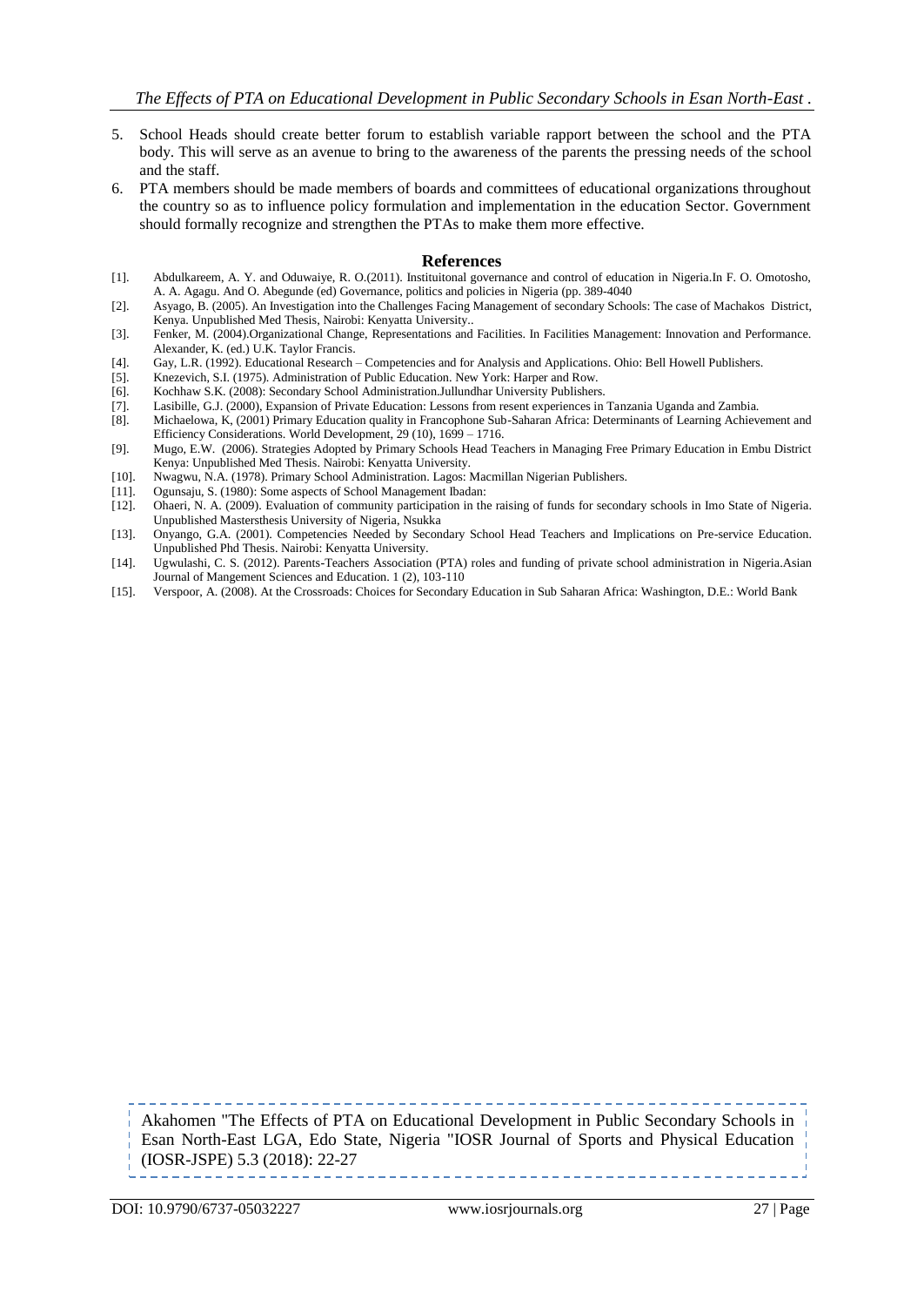5. School Heads should create better forum to establish variable rapport between the school and the PTA body. This will serve as an avenue to bring to the awareness of the parents the pressing needs of the school and the staff.
6. PTA members should be made members of boards and committees of educational organizations throughout the country so as to influence policy formulation and implementation in the education Sector. Government should formally recognize and strengthen the PTAs to make them more effective.

## References

[1]. Abdulkareem, A. Y. and Oduwaiye, R. O.(2011). Instituitonal governance and control of education in Nigeria.In F. O. Omotosho, A. A. Agagu. And O. Abegunde (ed) Governance, politics and policies in Nigeria (pp. 389-4040

[2]. Asyago, B. (2005). An Investigation into the Challenges Facing Management of secondary Schools: The case of Machakos District, Kenya. Unpublished Med Thesis, Nairobi: Kenyatta University..

[3]. Fenker, M. (2004).Organizational Change, Representations and Facilities. In Facilities Management: Innovation and Performance. Alexander, K. (ed.) U.K. Taylor Francis.

[4]. Gay, L.R. (1992). Educational Research – Competencies and for Analysis and Applications. Ohio: Bell Howell Publishers.

[5]. Knezevich, S.I. (1975). Administration of Public Education. New York: Harper and Row.

[6]. Kochhaw S.K. (2008): Secondary School Administration.Jullundhar University Publishers.

[7]. Lasibille, G.J. (2000), Expansion of Private Education: Lessons from resent experiences in Tanzania Uganda and Zambia.

[8]. Michaelowa, K, (2001) Primary Education quality in Francophone Sub-Saharan Africa: Determinants of Learning Achievement and Efficiency Considerations. World Development, 29 (10), 1699 – 1716.

[9]. Mugo, E.W. (2006). Strategies Adopted by Primary Schools Head Teachers in Managing Free Primary Education in Embu District Kenya: Unpublished Med Thesis. Nairobi: Kenyatta University.

[10]. Nwagwu, N.A. (1978). Primary School Administration. Lagos: Macmillan Nigerian Publishers.

[11]. Ogunsaju, S. (1980): Some aspects of School Management Ibadan:

[12]. Ohaeri, N. A. (2009). Evaluation of community participation in the raising of funds for secondary schools in Imo State of Nigeria. Unpublished Mastersthesis University of Nigeria, Nsukka

[13]. Onyango, G.A. (2001). Competencies Needed by Secondary School Head Teachers and Implications on Pre-service Education. Unpublished Phd Thesis. Nairobi: Kenyatta University.

[14]. Ugwulashi, C. S. (2012). Parents-Teachers Association (PTA) roles and funding of private school administration in Nigeria.Asian Journal of Mangement Sciences and Education. 1 (2), 103-110

[15]. Verspoor, A. (2008). At the Crossroads: Choices for Secondary Education in Sub Saharan Africa: Washington, D.E.: World Bank

Akahomen "The Effects of PTA on Educational Development in Public Secondary Schools in Esan North-East LGA, Edo State, Nigeria "IOSR Journal of Sports and Physical Education (IOSR-JSPE) 5.3 (2018): 22-27